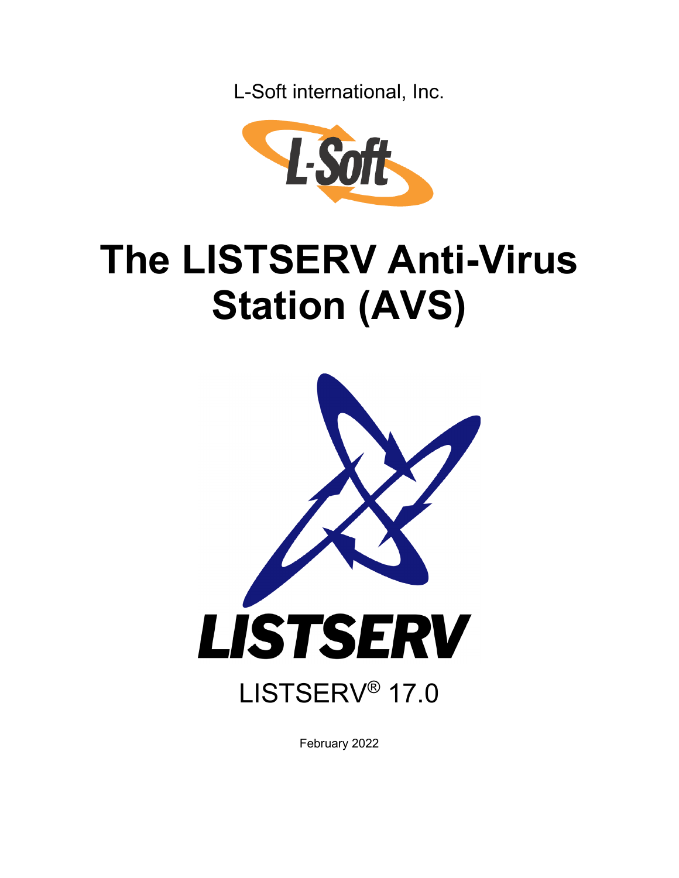L-Soft international, Inc.

# The LISTSERV Anti-Virus Station (AVS)

LISTSERV® 17.0

February 2022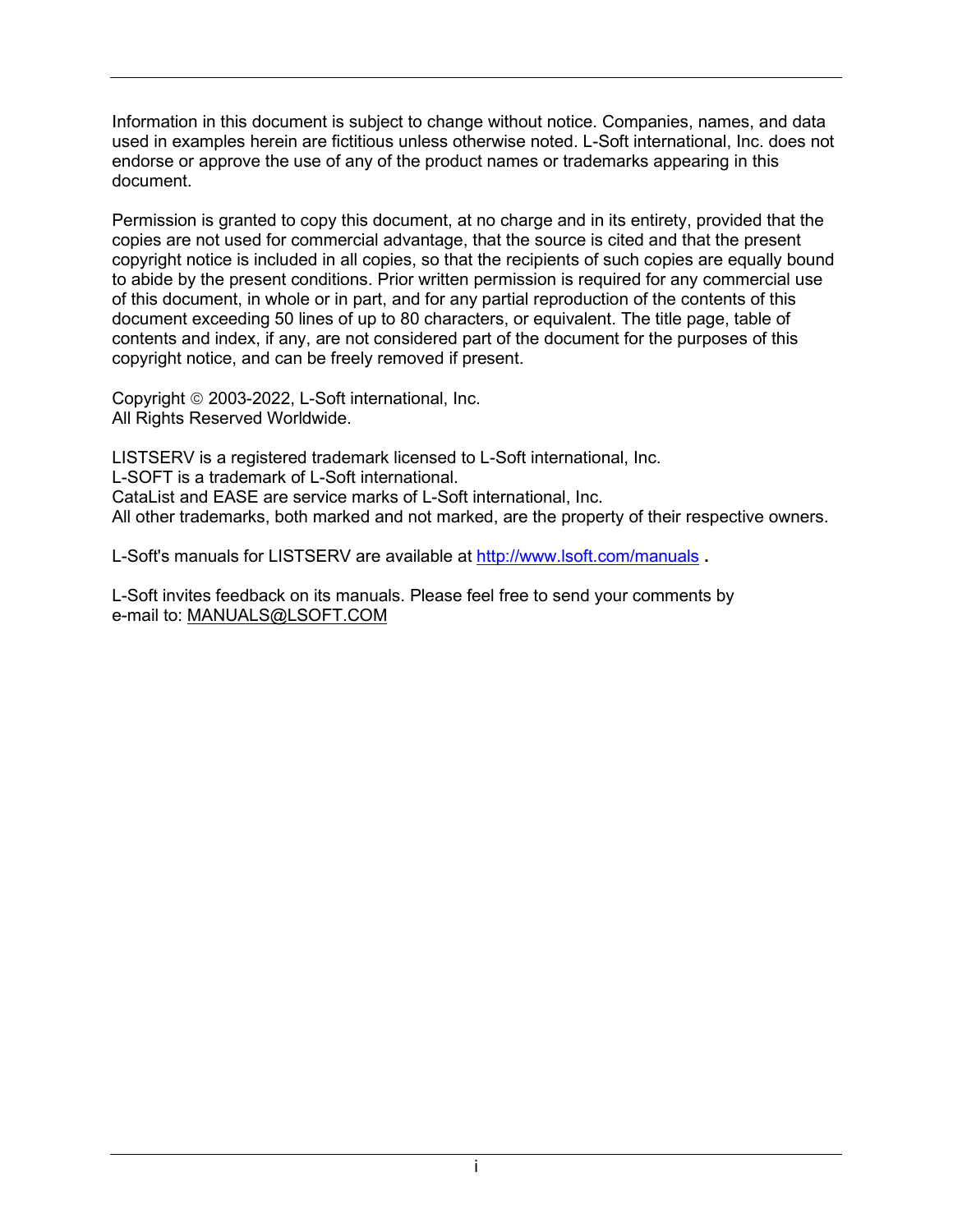Information in this document is subject to change without notice. Companies, names, and data used in examples herein are fictitious unless otherwise noted. L-Soft international, Inc. does not endorse or approve the use of any of the product names or trademarks appearing in this document.

Permission is granted to copy this document, at no charge and in its entirety, provided that the copies are not used for commercial advantage, that the source is cited and that the present copyright notice is included in all copies, so that the recipients of such copies are equally bound to abide by the present conditions. Prior written permission is required for any commercial use of this document, in whole or in part, and for any partial reproduction of the contents of this document exceeding 50 lines of up to 80 characters, or equivalent. The title page, table of contents and index, if any, are not considered part of the document for the purposes of this copyright notice, and can be freely removed if present.

Copyright © 2003-2022, L-Soft international, Inc.
All Rights Reserved Worldwide.

LISTSERV is a registered trademark licensed to L-Soft international, Inc.
L-SOFT is a trademark of L-Soft international.
CataList and EASE are service marks of L-Soft international, Inc.
All other trademarks, both marked and not marked, are the property of their respective owners.

L-Soft's manuals for LISTSERV are available at http://www.lsoft.com/manuals .

L-Soft invites feedback on its manuals. Please feel free to send your comments by e-mail to: MANUALS@LSOFT.COM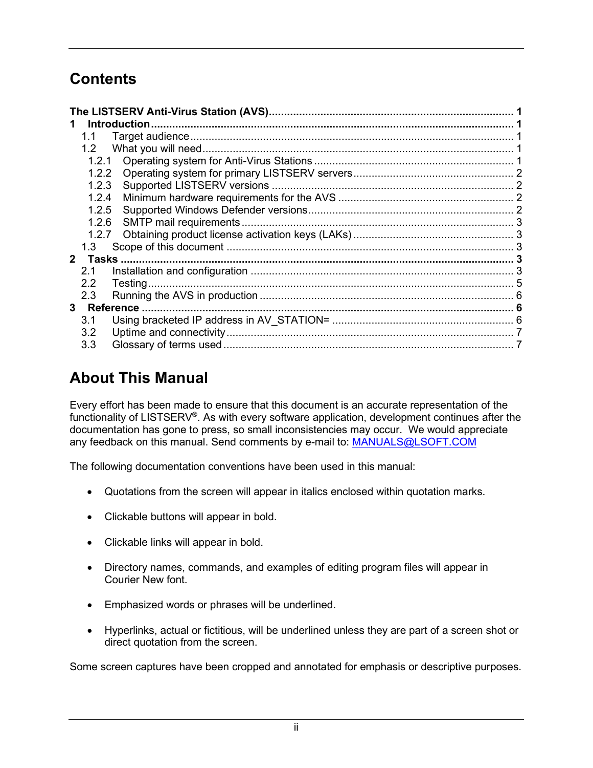# Contents

**The LISTSERV Anti-Virus Station (AVS)** ........ **1**
**1 Introduction** ........ **1**
- 1.1 Target audience ........ 1
- 1.2 What you will need ........ 1
  - 1.2.1 Operating system for Anti-Virus Stations ........ 1
  - 1.2.2 Operating system for primary LISTSERV servers ........ 2
  - 1.2.3 Supported LISTSERV versions ........ 2
  - 1.2.4 Minimum hardware requirements for the AVS ........ 2
  - 1.2.5 Supported Windows Defender versions ........ 2
  - 1.2.6 SMTP mail requirements ........ 3
  - 1.2.7 Obtaining product license activation keys (LAKs) ........ 3
- 1.3 Scope of this document ........ 3

**2 Tasks** ........ **3**
- 2.1 Installation and configuration ........ 3
- 2.2 Testing ........ 5
- 2.3 Running the AVS in production ........ 6

**3 Reference** ........ **6**
- 3.1 Using bracketed IP address in AV_STATION= ........ 6
- 3.2 Uptime and connectivity ........ 7
- 3.3 Glossary of terms used ........ 7

# About This Manual

Every effort has been made to ensure that this document is an accurate representation of the functionality of LISTSERV®. As with every software application, development continues after the documentation has gone to press, so small inconsistencies may occur. We would appreciate any feedback on this manual. Send comments by e-mail to: MANUALS@LSOFT.COM

The following documentation conventions have been used in this manual:

- Quotations from the screen will appear in italics enclosed within quotation marks.
- Clickable buttons will appear in bold.
- Clickable links will appear in bold.
- Directory names, commands, and examples of editing program files will appear in Courier New font.
- Emphasized words or phrases will be underlined.
- Hyperlinks, actual or fictitious, will be underlined unless they are part of a screen shot or direct quotation from the screen.

Some screen captures have been cropped and annotated for emphasis or descriptive purposes.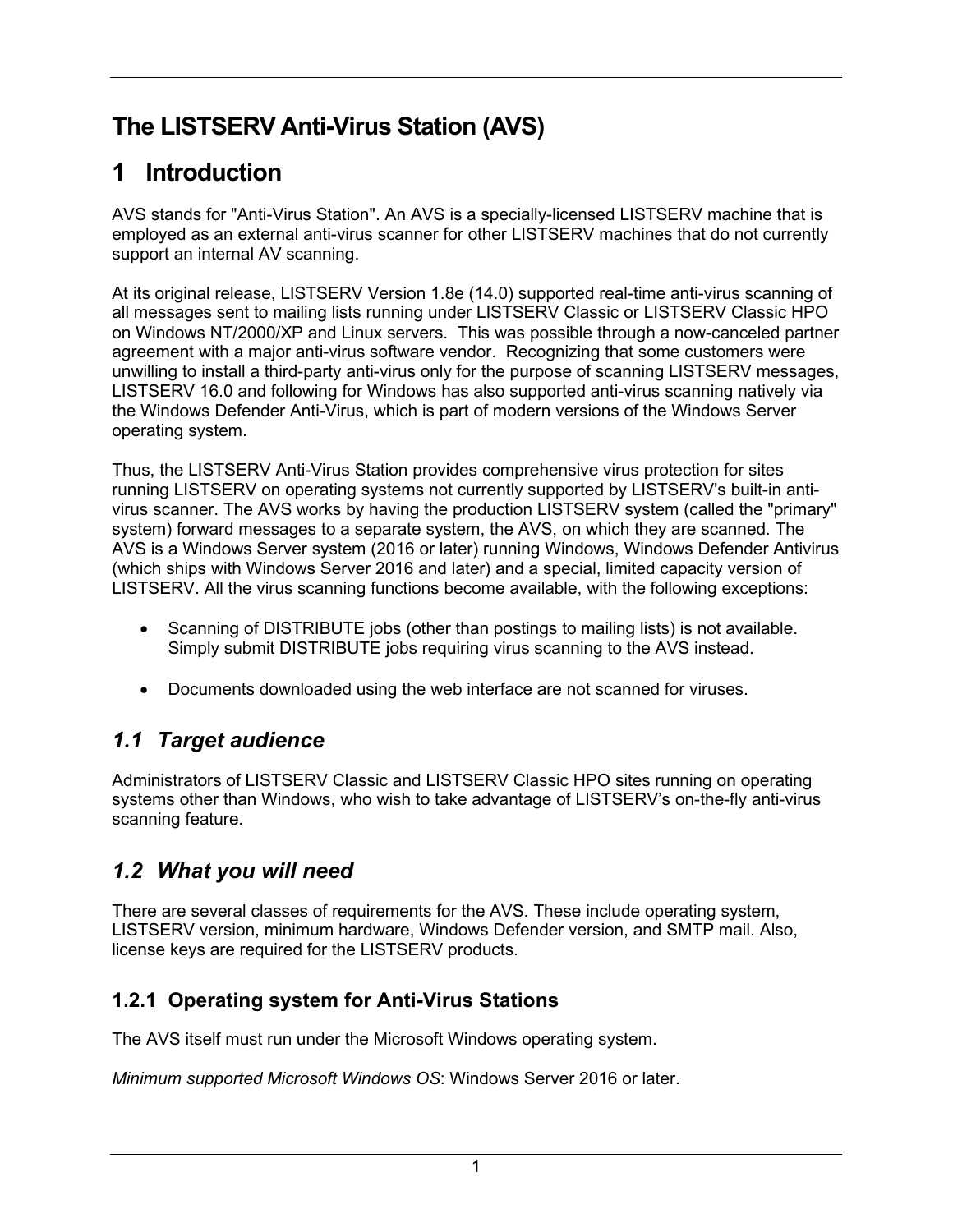# The LISTSERV Anti-Virus Station (AVS)

# 1 Introduction

AVS stands for "Anti-Virus Station". An AVS is a specially-licensed LISTSERV machine that is employed as an external anti-virus scanner for other LISTSERV machines that do not currently support an internal AV scanning.

At its original release, LISTSERV Version 1.8e (14.0) supported real-time anti-virus scanning of all messages sent to mailing lists running under LISTSERV Classic or LISTSERV Classic HPO on Windows NT/2000/XP and Linux servers. This was possible through a now-canceled partner agreement with a major anti-virus software vendor. Recognizing that some customers were unwilling to install a third-party anti-virus only for the purpose of scanning LISTSERV messages, LISTSERV 16.0 and following for Windows has also supported anti-virus scanning natively via the Windows Defender Anti-Virus, which is part of modern versions of the Windows Server operating system.

Thus, the LISTSERV Anti-Virus Station provides comprehensive virus protection for sites running LISTSERV on operating systems not currently supported by LISTSERV's built-in anti-virus scanner. The AVS works by having the production LISTSERV system (called the "primary" system) forward messages to a separate system, the AVS, on which they are scanned. The AVS is a Windows Server system (2016 or later) running Windows, Windows Defender Antivirus (which ships with Windows Server 2016 and later) and a special, limited capacity version of LISTSERV. All the virus scanning functions become available, with the following exceptions:

- Scanning of DISTRIBUTE jobs (other than postings to mailing lists) is not available. Simply submit DISTRIBUTE jobs requiring virus scanning to the AVS instead.
- Documents downloaded using the web interface are not scanned for viruses.

## *1.1 Target audience*

Administrators of LISTSERV Classic and LISTSERV Classic HPO sites running on operating systems other than Windows, who wish to take advantage of LISTSERV's on-the-fly anti-virus scanning feature.

## *1.2 What you will need*

There are several classes of requirements for the AVS. These include operating system, LISTSERV version, minimum hardware, Windows Defender version, and SMTP mail. Also, license keys are required for the LISTSERV products.

### 1.2.1 Operating system for Anti-Virus Stations

The AVS itself must run under the Microsoft Windows operating system.

*Minimum supported Microsoft Windows OS*: Windows Server 2016 or later.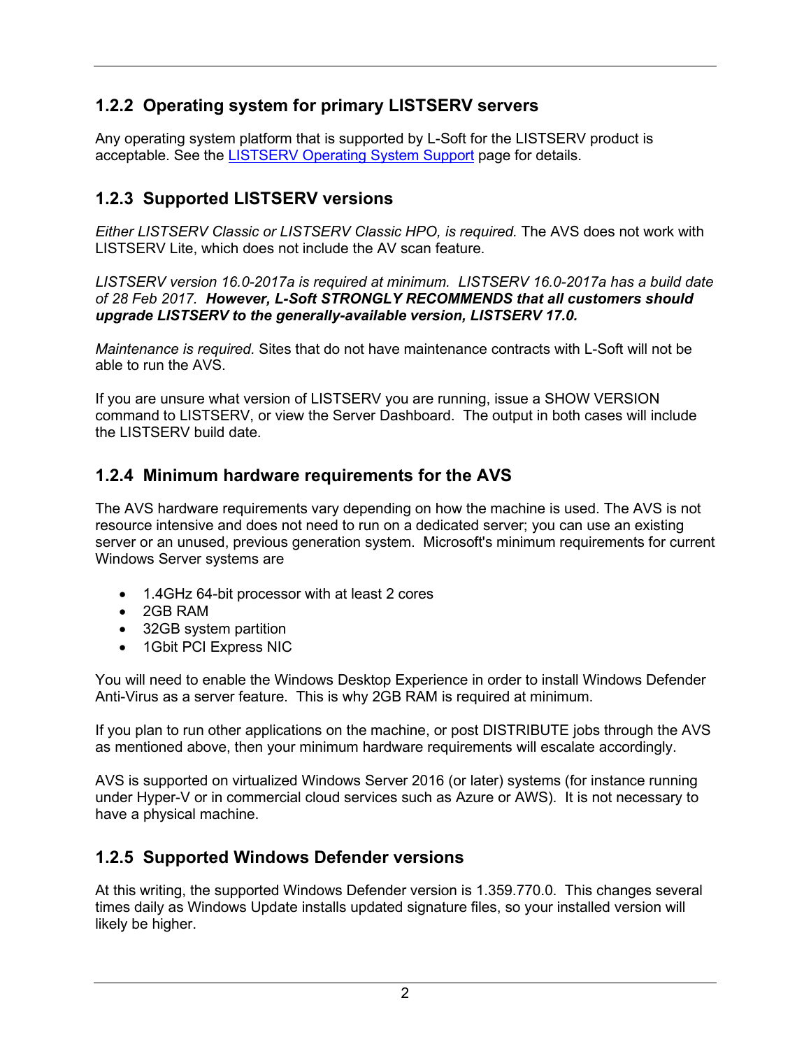### 1.2.2 Operating system for primary LISTSERV servers

Any operating system platform that is supported by L-Soft for the LISTSERV product is acceptable. See the [LISTSERV Operating System Support]() page for details.

### 1.2.3 Supported LISTSERV versions

*Either LISTSERV Classic or LISTSERV Classic HPO, is required.* The AVS does not work with LISTSERV Lite, which does not include the AV scan feature.

*LISTSERV version 16.0-2017a is required at minimum. LISTSERV 16.0-2017a has a build date of 28 Feb 2017.* ***However, L-Soft STRONGLY RECOMMENDS that all customers should upgrade LISTSERV to the generally-available version, LISTSERV 17.0.***

*Maintenance is required.* Sites that do not have maintenance contracts with L-Soft will not be able to run the AVS.

If you are unsure what version of LISTSERV you are running, issue a SHOW VERSION command to LISTSERV, or view the Server Dashboard. The output in both cases will include the LISTSERV build date.

### 1.2.4 Minimum hardware requirements for the AVS

The AVS hardware requirements vary depending on how the machine is used. The AVS is not resource intensive and does not need to run on a dedicated server; you can use an existing server or an unused, previous generation system. Microsoft's minimum requirements for current Windows Server systems are

- 1.4GHz 64-bit processor with at least 2 cores
- 2GB RAM
- 32GB system partition
- 1Gbit PCI Express NIC

You will need to enable the Windows Desktop Experience in order to install Windows Defender Anti-Virus as a server feature. This is why 2GB RAM is required at minimum.

If you plan to run other applications on the machine, or post DISTRIBUTE jobs through the AVS as mentioned above, then your minimum hardware requirements will escalate accordingly.

AVS is supported on virtualized Windows Server 2016 (or later) systems (for instance running under Hyper-V or in commercial cloud services such as Azure or AWS). It is not necessary to have a physical machine.

### 1.2.5 Supported Windows Defender versions

At this writing, the supported Windows Defender version is 1.359.770.0. This changes several times daily as Windows Update installs updated signature files, so your installed version will likely be higher.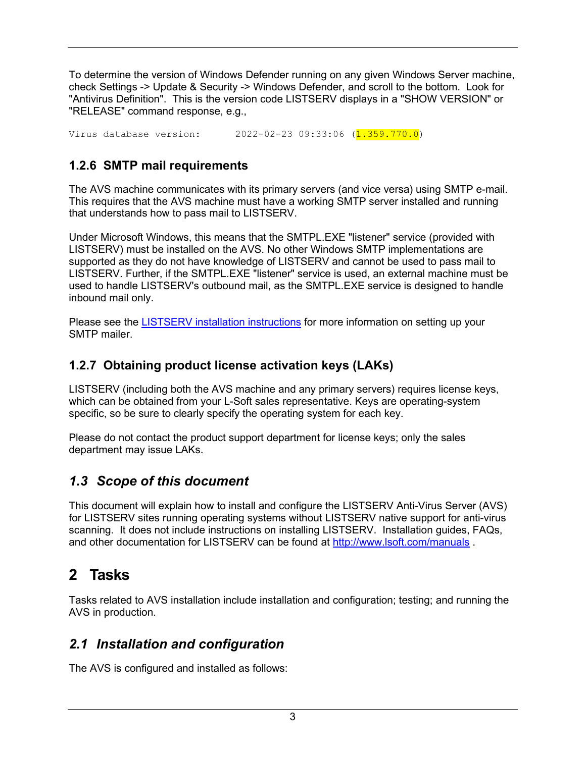To determine the version of Windows Defender running on any given Windows Server machine, check Settings -> Update & Security -> Windows Defender, and scroll to the bottom. Look for "Antivirus Definition". This is the version code LISTSERV displays in a "SHOW VERSION" or "RELEASE" command response, e.g.,

```
Virus database version:      2022-02-23 09:33:06 (1.359.770.0)
```

### 1.2.6 SMTP mail requirements

The AVS machine communicates with its primary servers (and vice versa) using SMTP e-mail. This requires that the AVS machine must have a working SMTP server installed and running that understands how to pass mail to LISTSERV.

Under Microsoft Windows, this means that the SMTPL.EXE "listener" service (provided with LISTSERV) must be installed on the AVS. No other Windows SMTP implementations are supported as they do not have knowledge of LISTSERV and cannot be used to pass mail to LISTSERV. Further, if the SMTPL.EXE "listener" service is used, an external machine must be used to handle LISTSERV's outbound mail, as the SMTPL.EXE service is designed to handle inbound mail only.

Please see the [LISTSERV installation instructions]() for more information on setting up your SMTP mailer.

### 1.2.7 Obtaining product license activation keys (LAKs)

LISTSERV (including both the AVS machine and any primary servers) requires license keys, which can be obtained from your L-Soft sales representative. Keys are operating-system specific, so be sure to clearly specify the operating system for each key.

Please do not contact the product support department for license keys; only the sales department may issue LAKs.

## *1.3 Scope of this document*

This document will explain how to install and configure the LISTSERV Anti-Virus Server (AVS) for LISTSERV sites running operating systems without LISTSERV native support for anti-virus scanning. It does not include instructions on installing LISTSERV. Installation guides, FAQs, and other documentation for LISTSERV can be found at [http://www.lsoft.com/manuals](http://www.lsoft.com/manuals) .

# 2 Tasks

Tasks related to AVS installation include installation and configuration; testing; and running the AVS in production.

## *2.1 Installation and configuration*

The AVS is configured and installed as follows: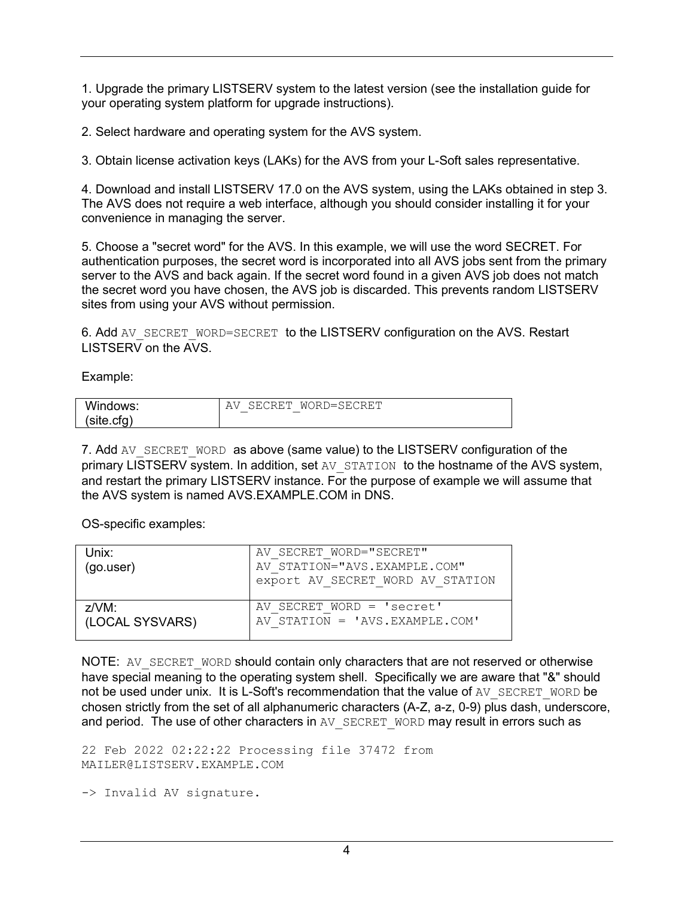1. Upgrade the primary LISTSERV system to the latest version (see the installation guide for your operating system platform for upgrade instructions).

2. Select hardware and operating system for the AVS system.

3. Obtain license activation keys (LAKs) for the AVS from your L-Soft sales representative.

4. Download and install LISTSERV 17.0 on the AVS system, using the LAKs obtained in step 3. The AVS does not require a web interface, although you should consider installing it for your convenience in managing the server.

5. Choose a "secret word" for the AVS. In this example, we will use the word SECRET. For authentication purposes, the secret word is incorporated into all AVS jobs sent from the primary server to the AVS and back again. If the secret word found in a given AVS job does not match the secret word you have chosen, the AVS job is discarded. This prevents random LISTSERV sites from using your AVS without permission.

6. Add `AV_SECRET_WORD=SECRET` to the LISTSERV configuration on the AVS. Restart LISTSERV on the AVS.

Example:

| Windows: (site.cfg) | `AV_SECRET_WORD=SECRET` |
|---|---|

7. Add `AV_SECRET_WORD` as above (same value) to the LISTSERV configuration of the primary LISTSERV system. In addition, set `AV_STATION` to the hostname of the AVS system, and restart the primary LISTSERV instance. For the purpose of example we will assume that the AVS system is named AVS.EXAMPLE.COM in DNS.

OS-specific examples:

| Unix: (go.user) | `AV_SECRET_WORD="SECRET"` `AV_STATION="AVS.EXAMPLE.COM"` `export AV_SECRET_WORD AV_STATION` |
|---|---|
| z/VM: (LOCAL SYSVARS) | `AV_SECRET_WORD = 'secret'` `AV_STATION = 'AVS.EXAMPLE.COM'` |

NOTE: `AV_SECRET_WORD` should contain only characters that are not reserved or otherwise have special meaning to the operating system shell. Specifically we are aware that "&" should not be used under unix. It is L-Soft's recommendation that the value of `AV_SECRET_WORD` be chosen strictly from the set of all alphanumeric characters (A-Z, a-z, 0-9) plus dash, underscore, and period. The use of other characters in `AV_SECRET_WORD` may result in errors such as

```
22 Feb 2022 02:22:22 Processing file 37472 from
MAILER@LISTSERV.EXAMPLE.COM

-> Invalid AV signature.
```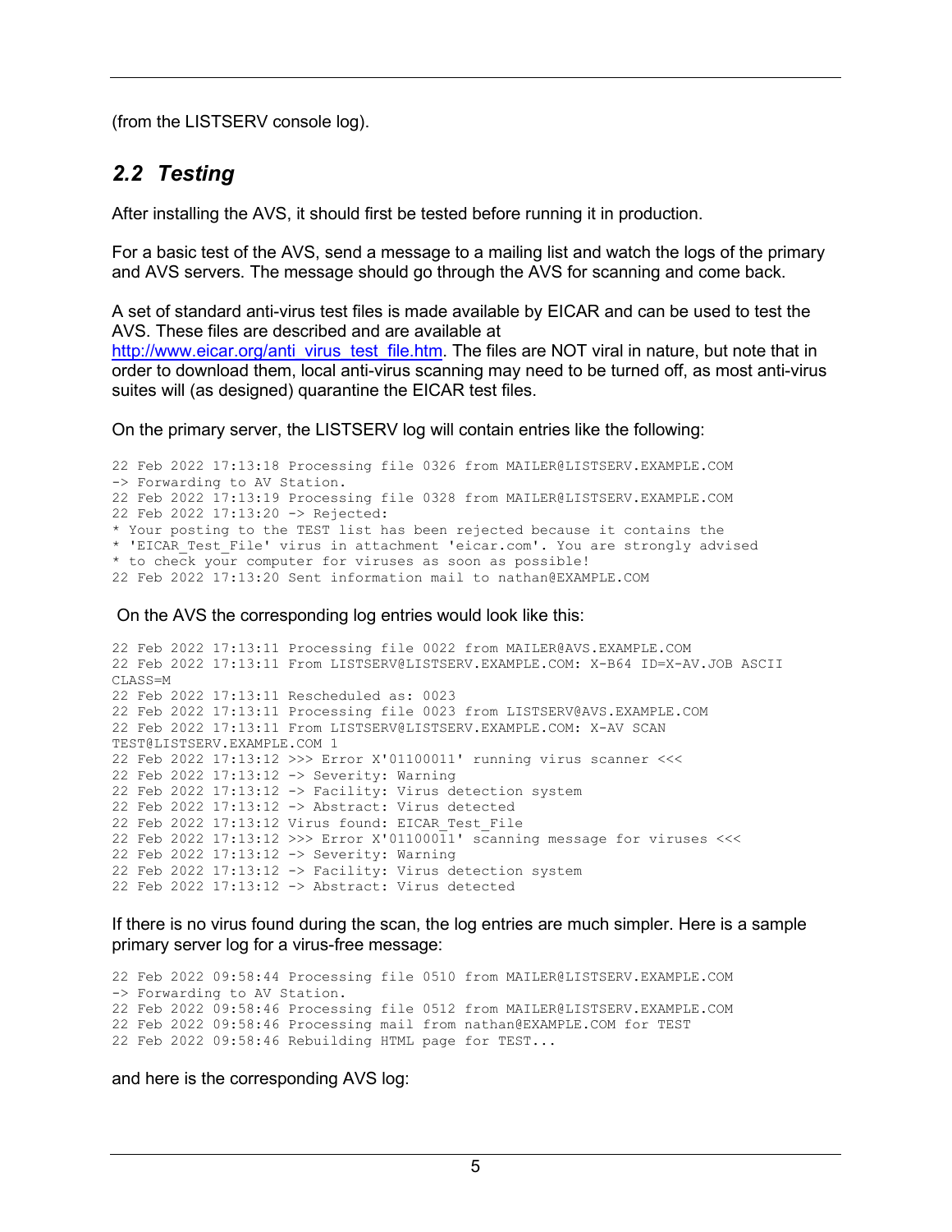(from the LISTSERV console log).

## 2.2 Testing

After installing the AVS, it should first be tested before running it in production.

For a basic test of the AVS, send a message to a mailing list and watch the logs of the primary and AVS servers. The message should go through the AVS for scanning and come back.

A set of standard anti-virus test files is made available by EICAR and can be used to test the AVS. These files are described and are available at [http://www.eicar.org/anti_virus_test_file.htm](http://www.eicar.org/anti_virus_test_file.htm). The files are NOT viral in nature, but note that in order to download them, local anti-virus scanning may need to be turned off, as most anti-virus suites will (as designed) quarantine the EICAR test files.

On the primary server, the LISTSERV log will contain entries like the following:

```
22 Feb 2022 17:13:18 Processing file 0326 from MAILER@LISTSERV.EXAMPLE.COM
-> Forwarding to AV Station.
22 Feb 2022 17:13:19 Processing file 0328 from MAILER@LISTSERV.EXAMPLE.COM
22 Feb 2022 17:13:20 -> Rejected:
* Your posting to the TEST list has been rejected because it contains the
* 'EICAR_Test_File' virus in attachment 'eicar.com'. You are strongly advised
* to check your computer for viruses as soon as possible!
22 Feb 2022 17:13:20 Sent information mail to nathan@EXAMPLE.COM
```

On the AVS the corresponding log entries would look like this:

```
22 Feb 2022 17:13:11 Processing file 0022 from MAILER@AVS.EXAMPLE.COM
22 Feb 2022 17:13:11 From LISTSERV@LISTSERV.EXAMPLE.COM: X-B64 ID=X-AV.JOB ASCII
CLASS=M
22 Feb 2022 17:13:11 Rescheduled as: 0023
22 Feb 2022 17:13:11 Processing file 0023 from LISTSERV@AVS.EXAMPLE.COM
22 Feb 2022 17:13:11 From LISTSERV@LISTSERV.EXAMPLE.COM: X-AV SCAN
TEST@LISTSERV.EXAMPLE.COM 1
22 Feb 2022 17:13:12 >>> Error X'01100011' running virus scanner <<<
22 Feb 2022 17:13:12 -> Severity: Warning
22 Feb 2022 17:13:12 -> Facility: Virus detection system
22 Feb 2022 17:13:12 -> Abstract: Virus detected
22 Feb 2022 17:13:12 Virus found: EICAR_Test_File
22 Feb 2022 17:13:12 >>> Error X'01100011' scanning message for viruses <<<
22 Feb 2022 17:13:12 -> Severity: Warning
22 Feb 2022 17:13:12 -> Facility: Virus detection system
22 Feb 2022 17:13:12 -> Abstract: Virus detected
```

If there is no virus found during the scan, the log entries are much simpler. Here is a sample primary server log for a virus-free message:

```
22 Feb 2022 09:58:44 Processing file 0510 from MAILER@LISTSERV.EXAMPLE.COM
-> Forwarding to AV Station.
22 Feb 2022 09:58:46 Processing file 0512 from MAILER@LISTSERV.EXAMPLE.COM
22 Feb 2022 09:58:46 Processing mail from nathan@EXAMPLE.COM for TEST
22 Feb 2022 09:58:46 Rebuilding HTML page for TEST...
```

and here is the corresponding AVS log: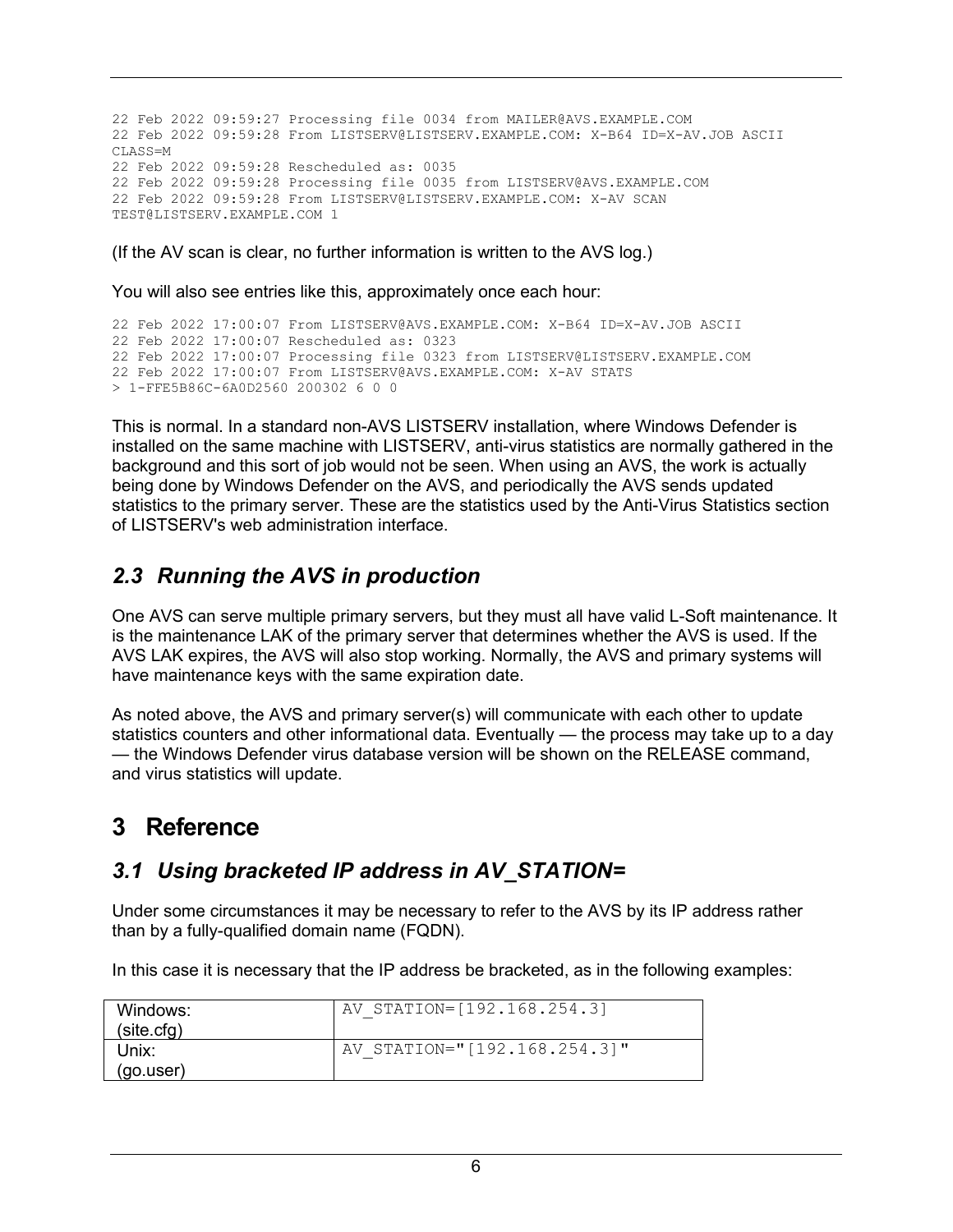```
22 Feb 2022 09:59:27 Processing file 0034 from MAILER@AVS.EXAMPLE.COM
22 Feb 2022 09:59:28 From LISTSERV@LISTSERV.EXAMPLE.COM: X-B64 ID=X-AV.JOB ASCII
CLASS=M
22 Feb 2022 09:59:28 Rescheduled as: 0035
22 Feb 2022 09:59:28 Processing file 0035 from LISTSERV@AVS.EXAMPLE.COM
22 Feb 2022 09:59:28 From LISTSERV@LISTSERV.EXAMPLE.COM: X-AV SCAN
TEST@LISTSERV.EXAMPLE.COM 1
```

(If the AV scan is clear, no further information is written to the AVS log.)

You will also see entries like this, approximately once each hour:

```
22 Feb 2022 17:00:07 From LISTSERV@AVS.EXAMPLE.COM: X-B64 ID=X-AV.JOB ASCII
22 Feb 2022 17:00:07 Rescheduled as: 0323
22 Feb 2022 17:00:07 Processing file 0323 from LISTSERV@LISTSERV.EXAMPLE.COM
22 Feb 2022 17:00:07 From LISTSERV@AVS.EXAMPLE.COM: X-AV STATS
> 1-FFE5B86C-6A0D2560 200302 6 0 0
```

This is normal. In a standard non-AVS LISTSERV installation, where Windows Defender is installed on the same machine with LISTSERV, anti-virus statistics are normally gathered in the background and this sort of job would not be seen. When using an AVS, the work is actually being done by Windows Defender on the AVS, and periodically the AVS sends updated statistics to the primary server. These are the statistics used by the Anti-Virus Statistics section of LISTSERV's web administration interface.

## *2.3 Running the AVS in production*

One AVS can serve multiple primary servers, but they must all have valid L-Soft maintenance. It is the maintenance LAK of the primary server that determines whether the AVS is used. If the AVS LAK expires, the AVS will also stop working. Normally, the AVS and primary systems will have maintenance keys with the same expiration date.

As noted above, the AVS and primary server(s) will communicate with each other to update statistics counters and other informational data. Eventually — the process may take up to a day — the Windows Defender virus database version will be shown on the RELEASE command, and virus statistics will update.

# 3 Reference

## *3.1 Using bracketed IP address in AV_STATION=*

Under some circumstances it may be necessary to refer to the AVS by its IP address rather than by a fully-qualified domain name (FQDN).

In this case it is necessary that the IP address be bracketed, as in the following examples:

| | |
|---|---|
| Windows: (site.cfg) | `AV_STATION=[192.168.254.3]` |
| Unix: (go.user) | `AV_STATION="[192.168.254.3]"` |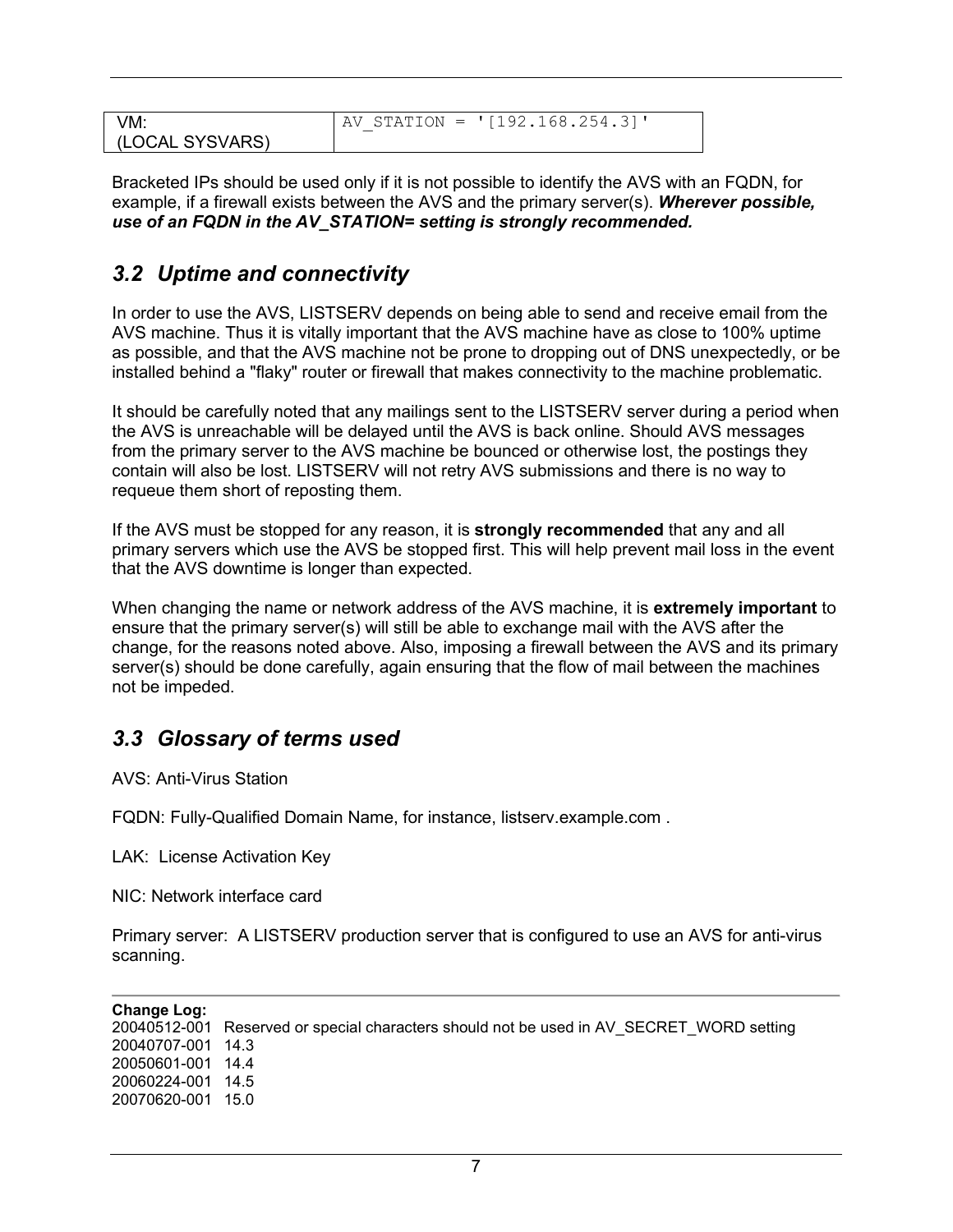| VM: (LOCAL SYSVARS) | `AV_STATION = '[192.168.254.3]'` |
| --- | --- |

Bracketed IPs should be used only if it is not possible to identify the AVS with an FQDN, for example, if a firewall exists between the AVS and the primary server(s). ***Wherever possible, use of an FQDN in the AV_STATION= setting is strongly recommended.***

## *3.2 Uptime and connectivity*

In order to use the AVS, LISTSERV depends on being able to send and receive email from the AVS machine. Thus it is vitally important that the AVS machine have as close to 100% uptime as possible, and that the AVS machine not be prone to dropping out of DNS unexpectedly, or be installed behind a "flaky" router or firewall that makes connectivity to the machine problematic.

It should be carefully noted that any mailings sent to the LISTSERV server during a period when the AVS is unreachable will be delayed until the AVS is back online. Should AVS messages from the primary server to the AVS machine be bounced or otherwise lost, the postings they contain will also be lost. LISTSERV will not retry AVS submissions and there is no way to requeue them short of reposting them.

If the AVS must be stopped for any reason, it is **strongly recommended** that any and all primary servers which use the AVS be stopped first. This will help prevent mail loss in the event that the AVS downtime is longer than expected.

When changing the name or network address of the AVS machine, it is **extremely important** to ensure that the primary server(s) will still be able to exchange mail with the AVS after the change, for the reasons noted above. Also, imposing a firewall between the AVS and its primary server(s) should be done carefully, again ensuring that the flow of mail between the machines not be impeded.

## *3.3 Glossary of terms used*

AVS: Anti-Virus Station

FQDN: Fully-Qualified Domain Name, for instance, listserv.example.com .

LAK: License Activation Key

NIC: Network interface card

Primary server: A LISTSERV production server that is configured to use an AVS for anti-virus scanning.

---

**Change Log:**
20040512-001 Reserved or special characters should not be used in AV_SECRET_WORD setting
20040707-001 14.3
20050601-001 14.4
20060224-001 14.5
20070620-001 15.0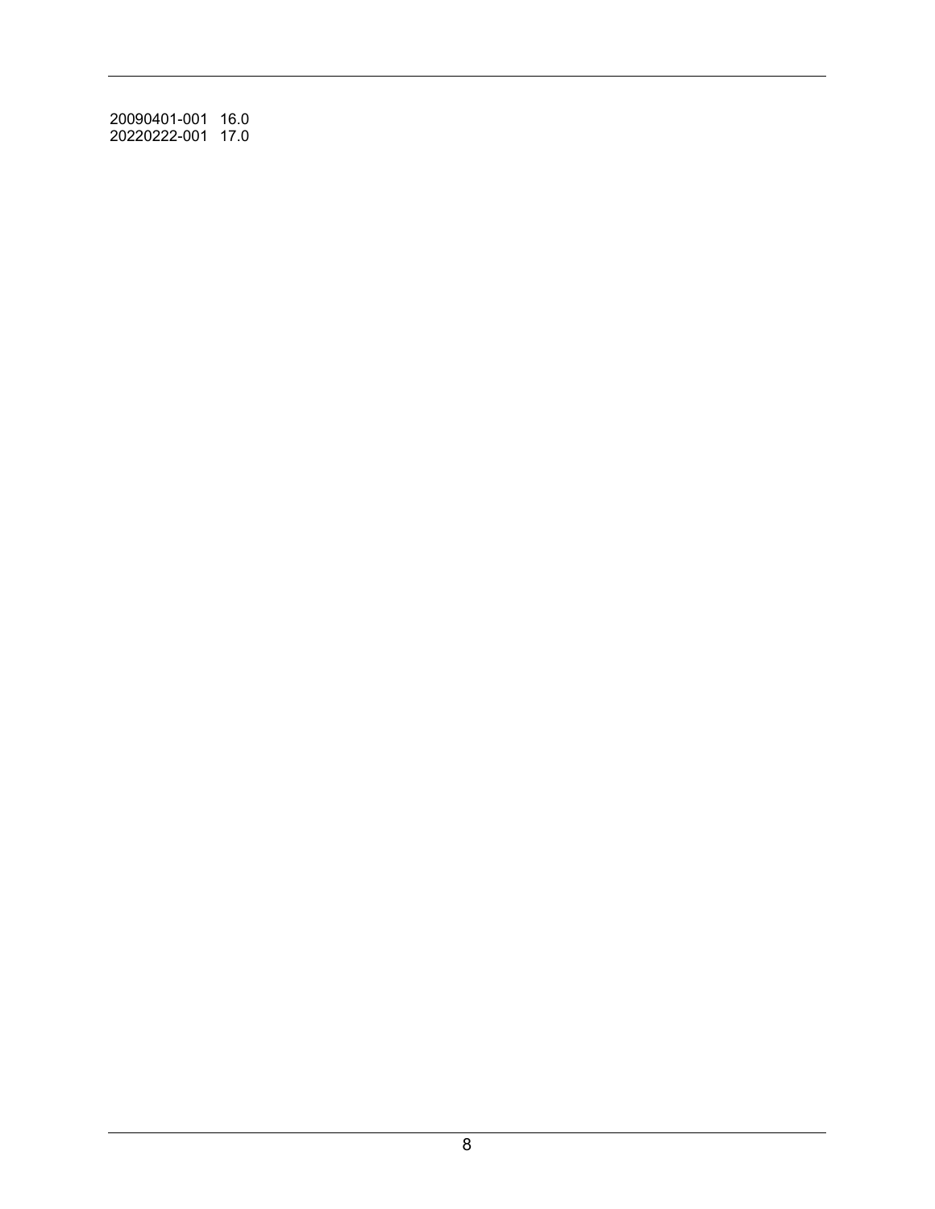| | |
|---|---|
| 20090401-001 | 16.0 |
| 20220222-001 | 17.0 |